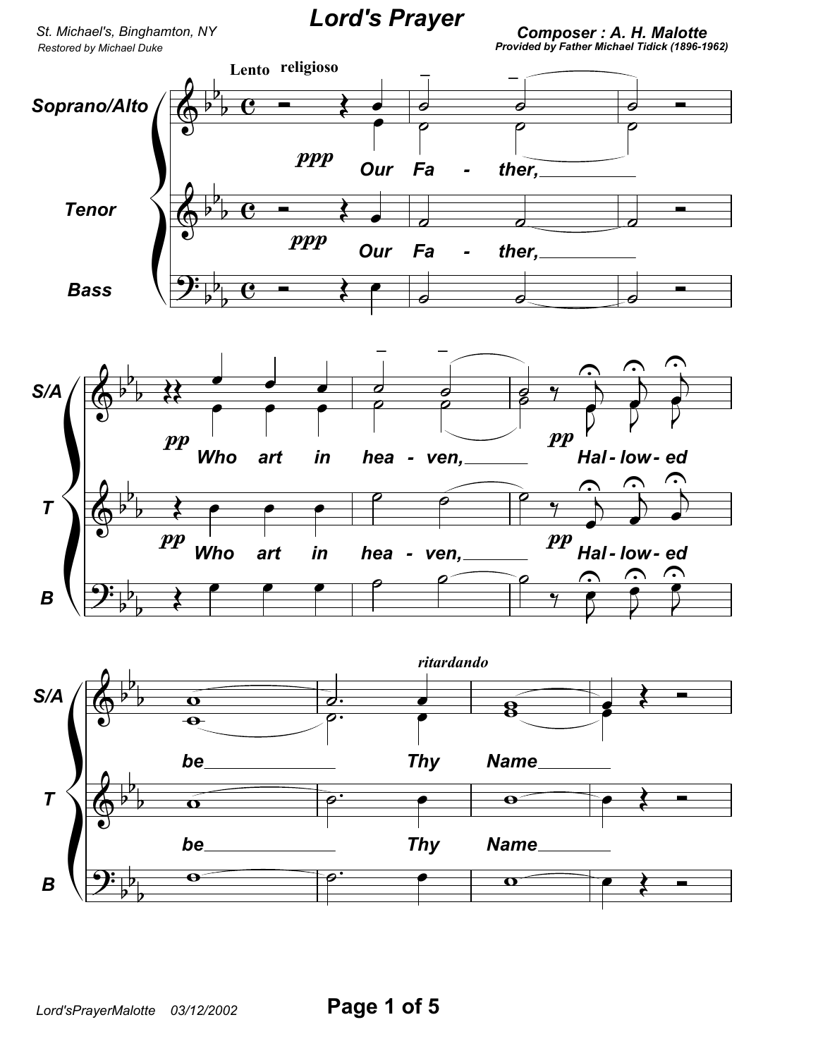# Lord's Prayer

St. Michael's, Binghamton, NY
Restored by Michael Duke

**Composer : A. H. Malotte**
**Provided by Father Michael Tidick (1896-1962)**

Lento religioso

Soprano/Alto, Tenor, Bass

*Our Fa - ther, Who art in hea - ven, Hal - low - ed be Thy Name*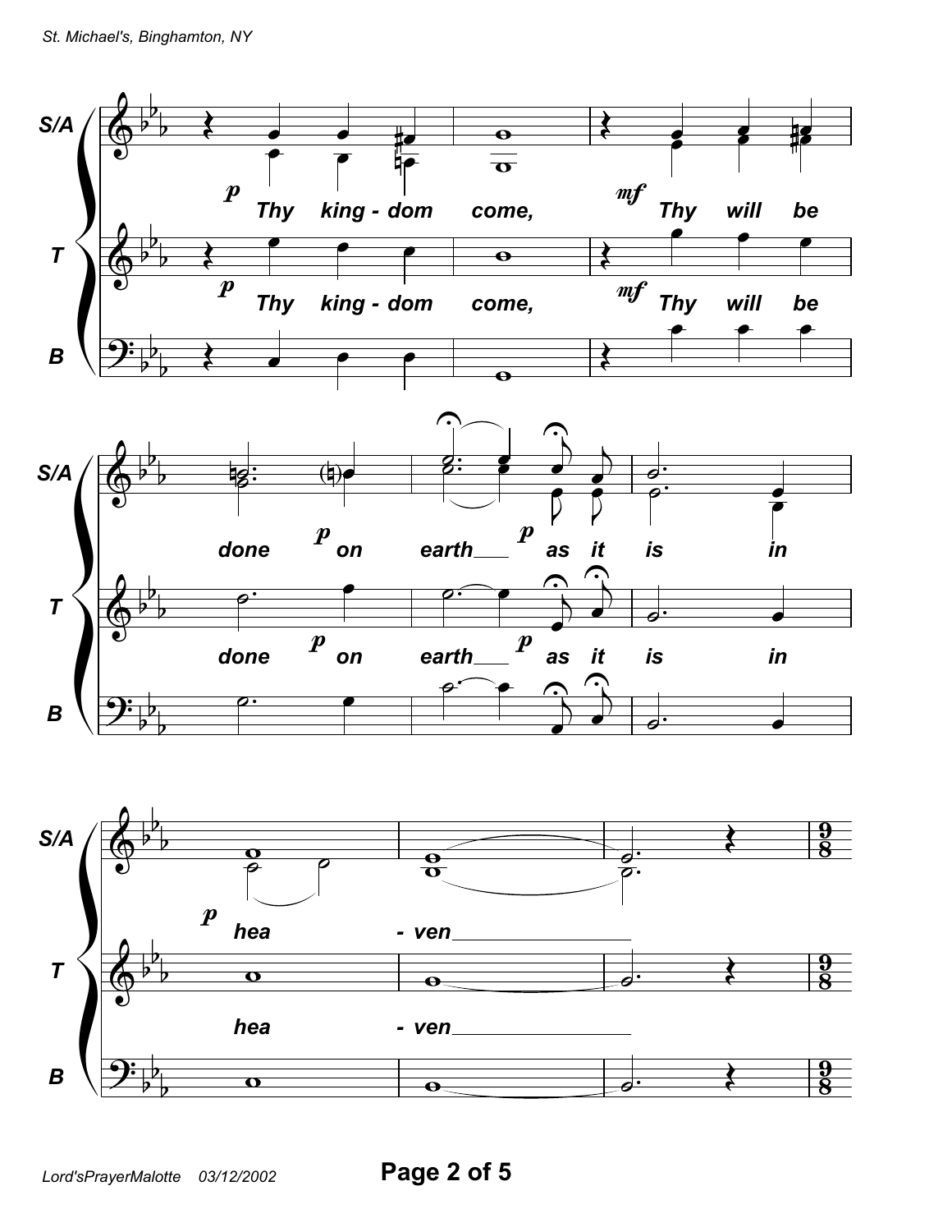**S/A, T:** Thy king - dom come, Thy will be done on earth as it is in hea - ven

**B**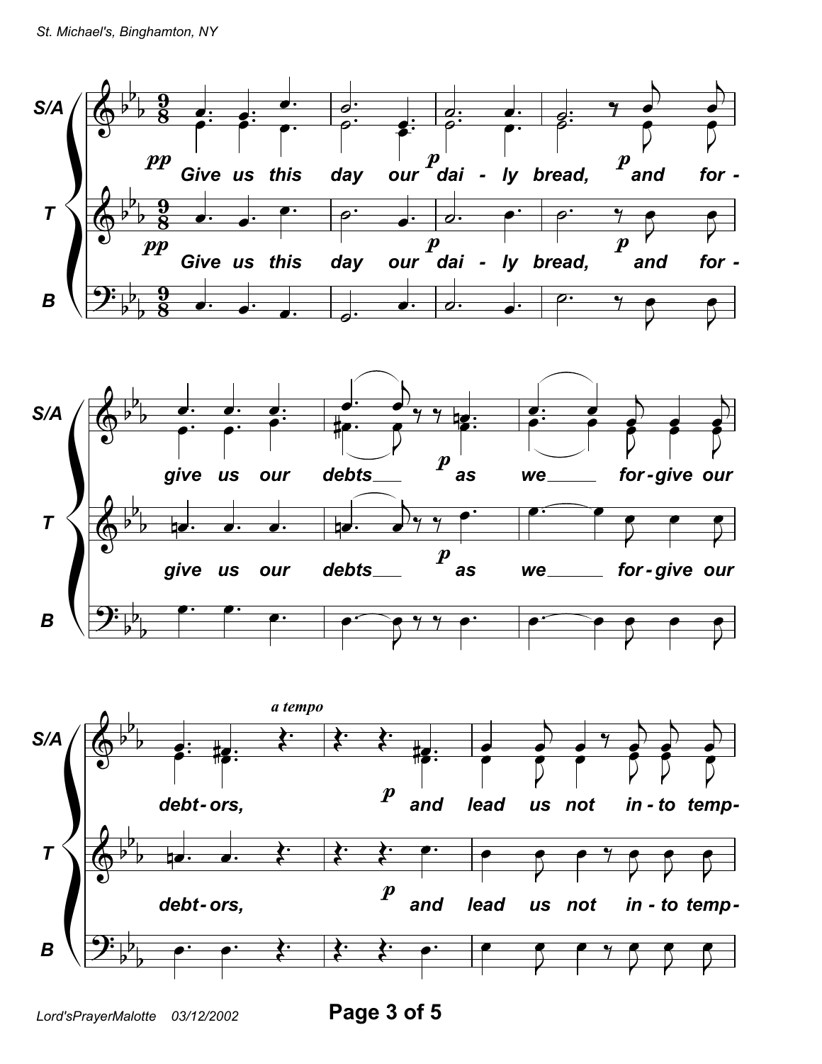**S/A**

*pp* Give us this day our *p* dai - ly bread, *p* and for -

**T**

*pp* Give us this day our *p* dai - ly bread, *p* and for -

**B**

**S/A**

give us our debts___ *p* as we_____ for - give our

**T**

give us our debts___ *p* as we______ for - give our

**B**

*a tempo*

**S/A**

debt - ors, *p* and lead us not in - to temp-

**T**

debt - ors, *p* and lead us not in - to temp-

**B**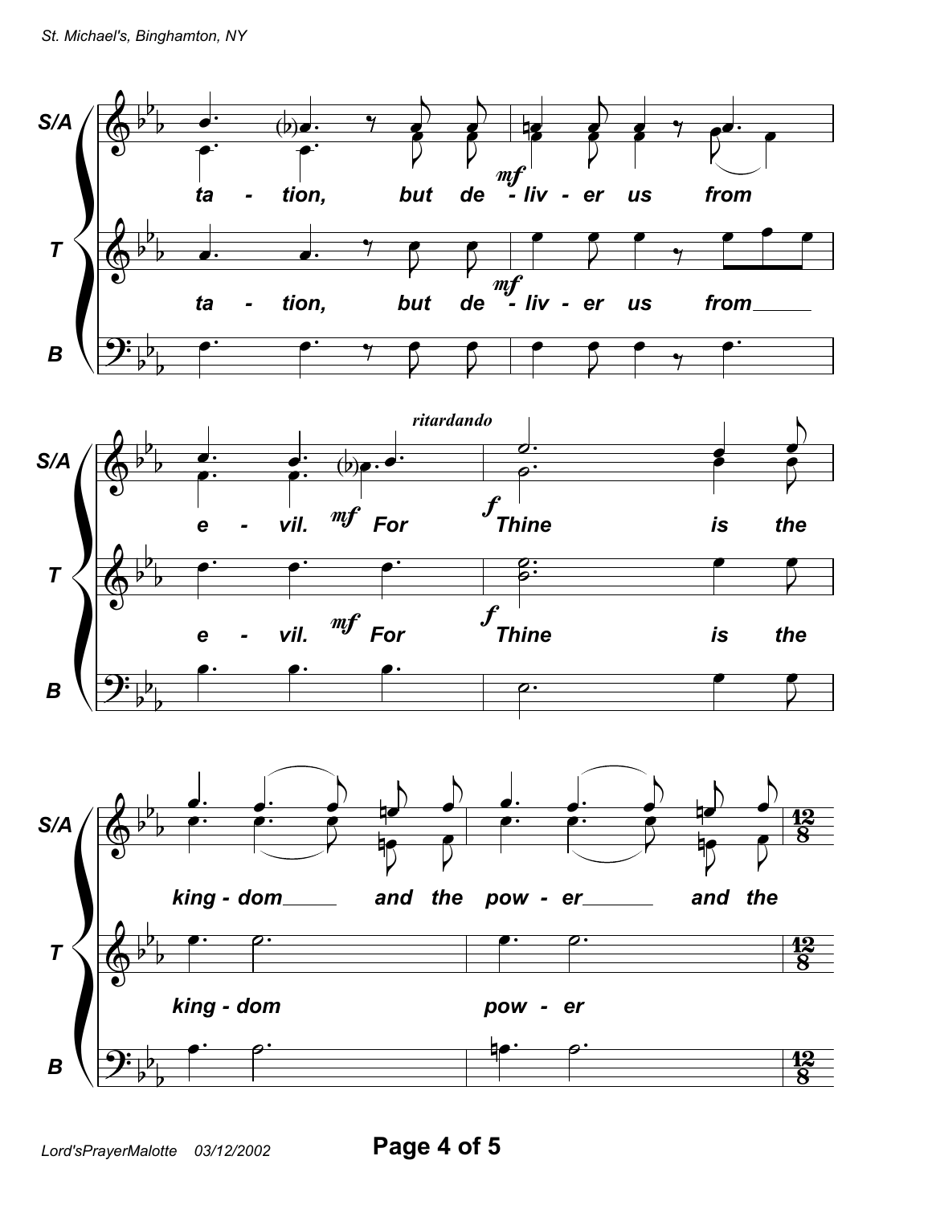**S/A:** ta - tion, but de - liv - er us from

**T:** ta - tion, but de - liv - er us from

*mf*

*ritardando*

**S/A:** e - vil. For Thine is the

**T:** e - vil. For Thine is the

*mf* *f*

**S/A:** king - dom and the pow - er and the

**T:** king - dom pow - er

12/8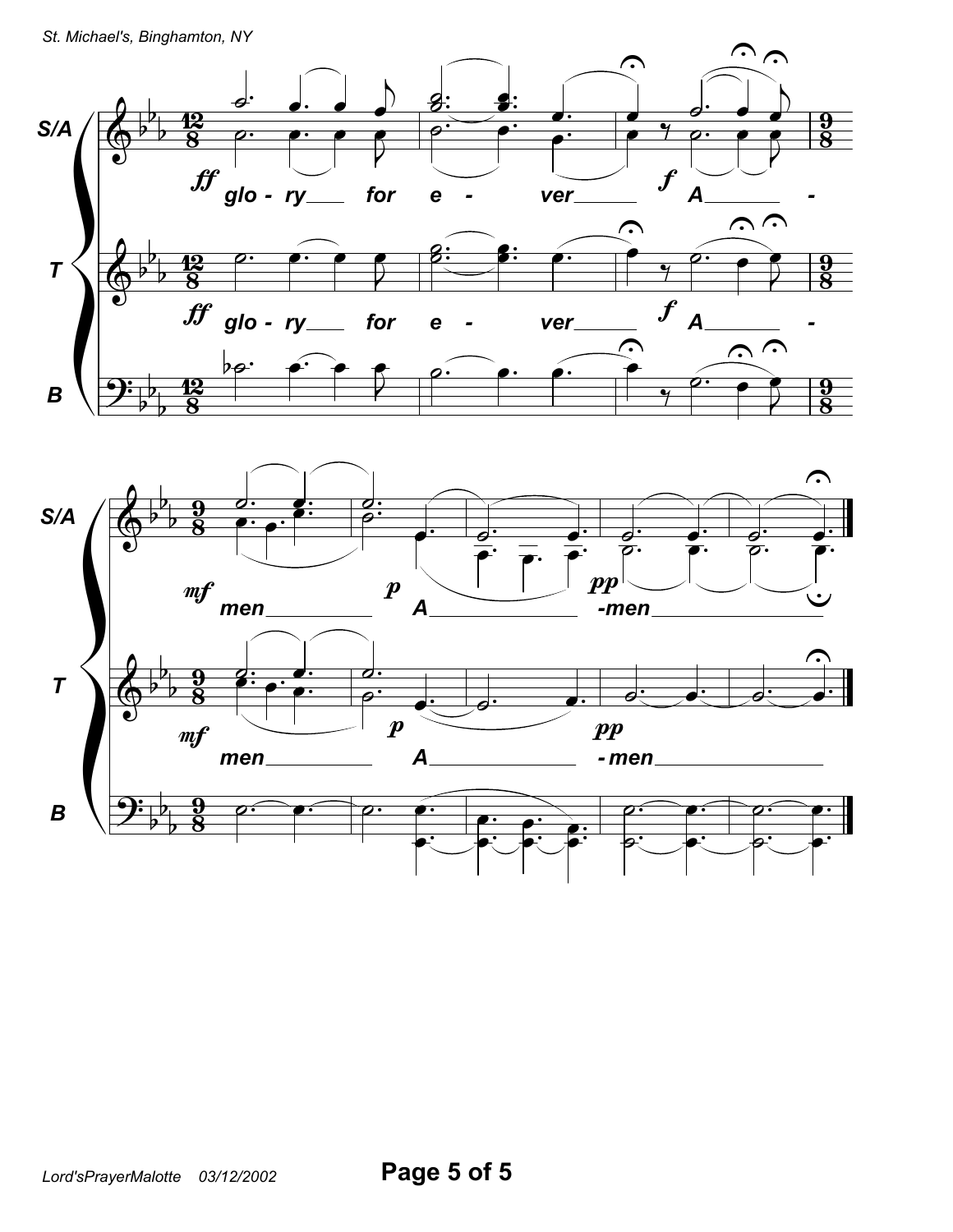St. Michael's, Binghamton, NY

S/A

*ff* glo - ry___ for e - ver_____ *f* A______ -

T

*ff* glo - ry___ for e - ver_____ *f* A______ -

B

S/A

*mf* men_________ *p* A_____________ *pp* -men_______________

T

*mf* men_________ *p* A_____________ *pp* - men_______________

B

Lord'sPrayerMalotte 03/12/2002